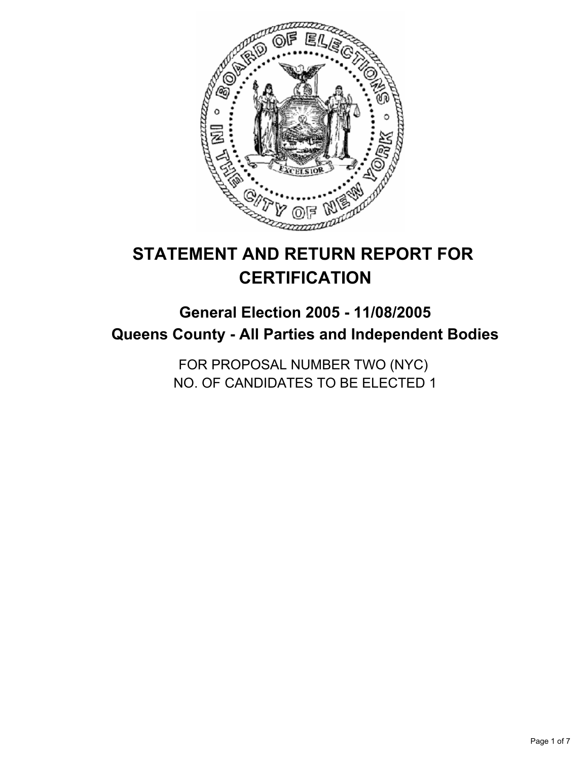# STATEMENT AND RETURN REPORT FOR CERTIFICATION

## General Election 2005 - 11/08/2005
## Queens County - All Parties and Independent Bodies

FOR PROPOSAL NUMBER TWO (NYC)
NO. OF CANDIDATES TO BE ELECTED 1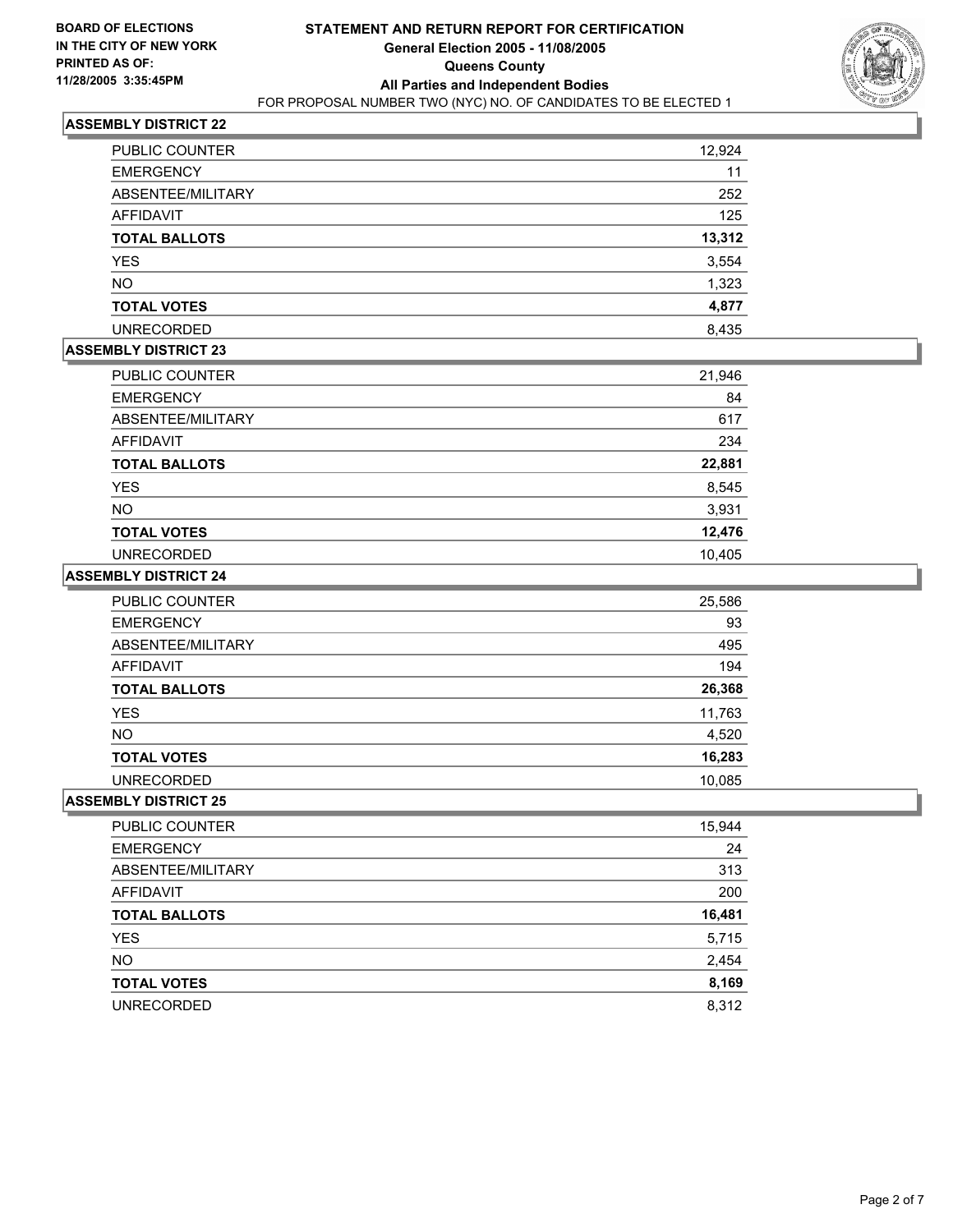**BOARD OF ELECTIONS IN THE CITY OF NEW YORK PRINTED AS OF: 11/28/2005 3:35:45PM**

# STATEMENT AND RETURN REPORT FOR CERTIFICATION
## General Election 2005 - 11/08/2005
## Queens County
## All Parties and Independent Bodies
FOR PROPOSAL NUMBER TWO (NYC) NO. OF CANDIDATES TO BE ELECTED 1

### ASSEMBLY DISTRICT 22

| | |
|---|---|
| PUBLIC COUNTER | 12,924 |
| EMERGENCY | 11 |
| ABSENTEE/MILITARY | 252 |
| AFFIDAVIT | 125 |
| **TOTAL BALLOTS** | **13,312** |
| YES | 3,554 |
| NO | 1,323 |
| **TOTAL VOTES** | **4,877** |
| UNRECORDED | 8,435 |

### ASSEMBLY DISTRICT 23

| | |
|---|---|
| PUBLIC COUNTER | 21,946 |
| EMERGENCY | 84 |
| ABSENTEE/MILITARY | 617 |
| AFFIDAVIT | 234 |
| **TOTAL BALLOTS** | **22,881** |
| YES | 8,545 |
| NO | 3,931 |
| **TOTAL VOTES** | **12,476** |
| UNRECORDED | 10,405 |

### ASSEMBLY DISTRICT 24

| | |
|---|---|
| PUBLIC COUNTER | 25,586 |
| EMERGENCY | 93 |
| ABSENTEE/MILITARY | 495 |
| AFFIDAVIT | 194 |
| **TOTAL BALLOTS** | **26,368** |
| YES | 11,763 |
| NO | 4,520 |
| **TOTAL VOTES** | **16,283** |
| UNRECORDED | 10,085 |

### ASSEMBLY DISTRICT 25

| | |
|---|---|
| PUBLIC COUNTER | 15,944 |
| EMERGENCY | 24 |
| ABSENTEE/MILITARY | 313 |
| AFFIDAVIT | 200 |
| **TOTAL BALLOTS** | **16,481** |
| YES | 5,715 |
| NO | 2,454 |
| **TOTAL VOTES** | **8,169** |
| UNRECORDED | 8,312 |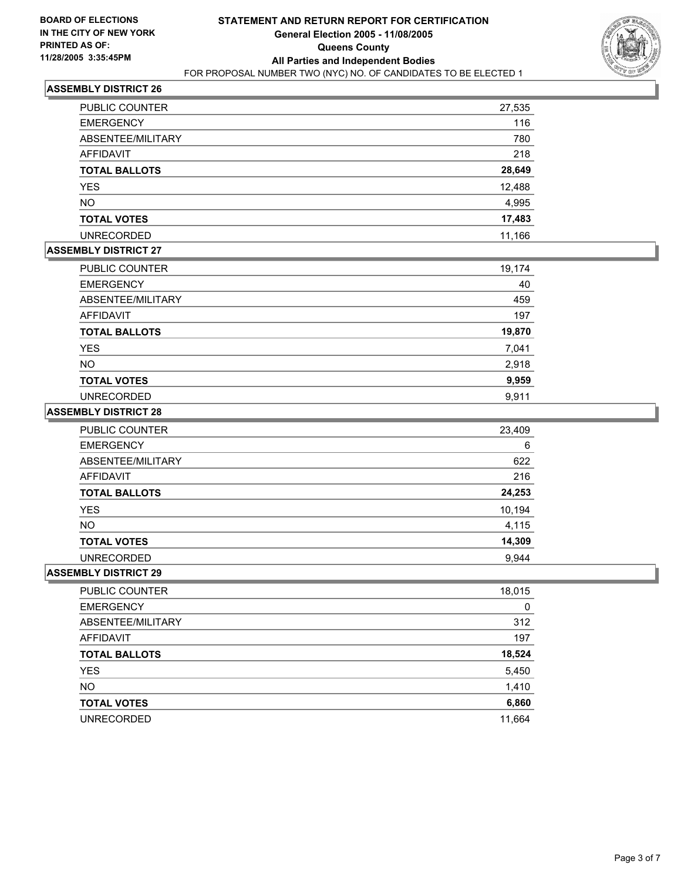**BOARD OF ELECTIONS IN THE CITY OF NEW YORK PRINTED AS OF: 11/28/2005 3:35:45PM**

# STATEMENT AND RETURN REPORT FOR CERTIFICATION
## General Election 2005 - 11/08/2005
## Queens County
## All Parties and Independent Bodies
FOR PROPOSAL NUMBER TWO (NYC) NO. OF CANDIDATES TO BE ELECTED 1

### ASSEMBLY DISTRICT 26

| | |
|---|---|
| PUBLIC COUNTER | 27,535 |
| EMERGENCY | 116 |
| ABSENTEE/MILITARY | 780 |
| AFFIDAVIT | 218 |
| **TOTAL BALLOTS** | **28,649** |
| YES | 12,488 |
| NO | 4,995 |
| **TOTAL VOTES** | **17,483** |
| UNRECORDED | 11,166 |

### ASSEMBLY DISTRICT 27

| | |
|---|---|
| PUBLIC COUNTER | 19,174 |
| EMERGENCY | 40 |
| ABSENTEE/MILITARY | 459 |
| AFFIDAVIT | 197 |
| **TOTAL BALLOTS** | **19,870** |
| YES | 7,041 |
| NO | 2,918 |
| **TOTAL VOTES** | **9,959** |
| UNRECORDED | 9,911 |

### ASSEMBLY DISTRICT 28

| | |
|---|---|
| PUBLIC COUNTER | 23,409 |
| EMERGENCY | 6 |
| ABSENTEE/MILITARY | 622 |
| AFFIDAVIT | 216 |
| **TOTAL BALLOTS** | **24,253** |
| YES | 10,194 |
| NO | 4,115 |
| **TOTAL VOTES** | **14,309** |
| UNRECORDED | 9,944 |

### ASSEMBLY DISTRICT 29

| | |
|---|---|
| PUBLIC COUNTER | 18,015 |
| EMERGENCY | 0 |
| ABSENTEE/MILITARY | 312 |
| AFFIDAVIT | 197 |
| **TOTAL BALLOTS** | **18,524** |
| YES | 5,450 |
| NO | 1,410 |
| **TOTAL VOTES** | **6,860** |
| UNRECORDED | 11,664 |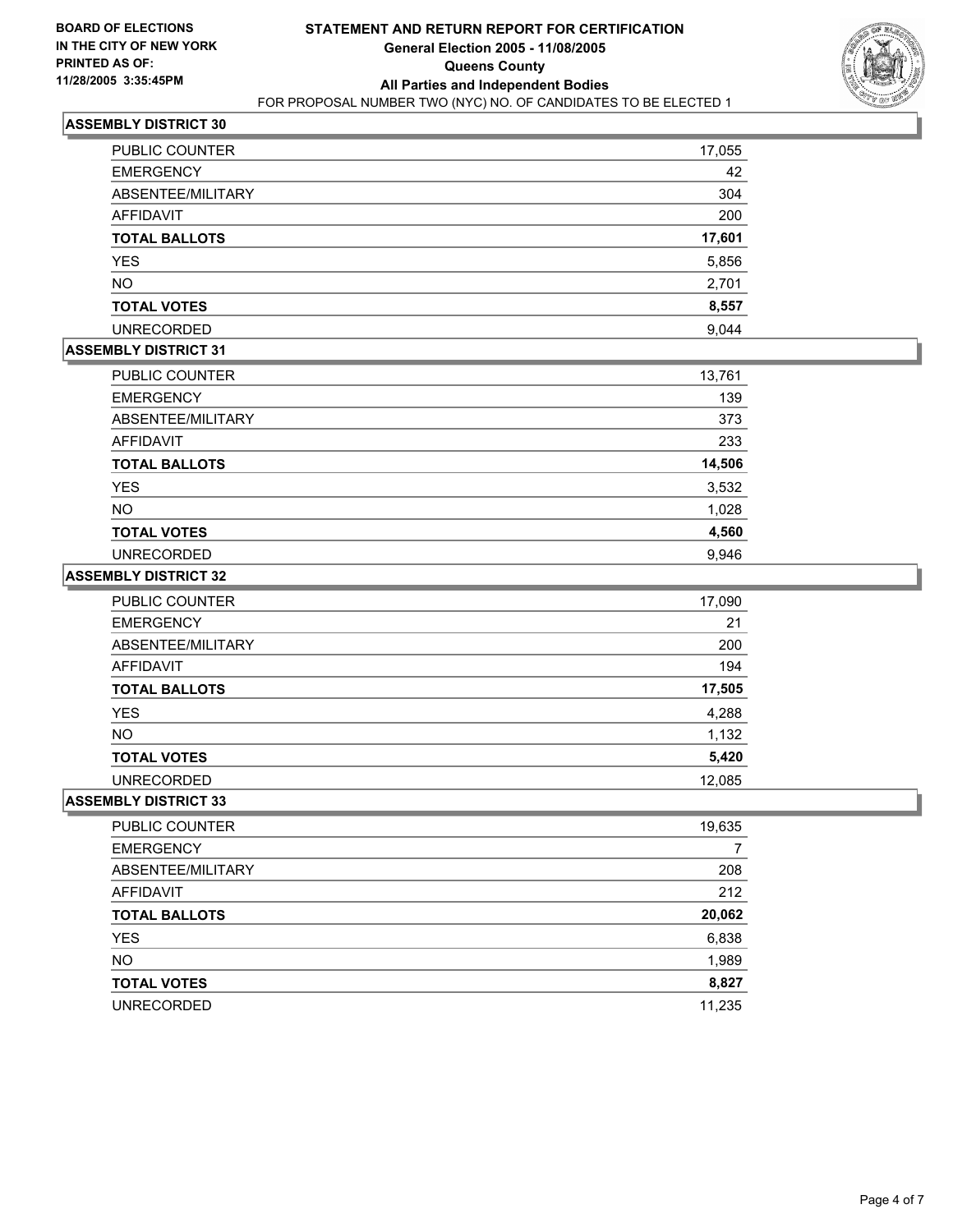**BOARD OF ELECTIONS IN THE CITY OF NEW YORK PRINTED AS OF: 11/28/2005 3:35:45PM**

# STATEMENT AND RETURN REPORT FOR CERTIFICATION
## General Election 2005 - 11/08/2005
## Queens County
## All Parties and Independent Bodies
FOR PROPOSAL NUMBER TWO (NYC) NO. OF CANDIDATES TO BE ELECTED 1

### ASSEMBLY DISTRICT 30

| | |
|---|---|
| PUBLIC COUNTER | 17,055 |
| EMERGENCY | 42 |
| ABSENTEE/MILITARY | 304 |
| AFFIDAVIT | 200 |
| **TOTAL BALLOTS** | **17,601** |
| YES | 5,856 |
| NO | 2,701 |
| **TOTAL VOTES** | **8,557** |
| UNRECORDED | 9,044 |

### ASSEMBLY DISTRICT 31

| | |
|---|---|
| PUBLIC COUNTER | 13,761 |
| EMERGENCY | 139 |
| ABSENTEE/MILITARY | 373 |
| AFFIDAVIT | 233 |
| **TOTAL BALLOTS** | **14,506** |
| YES | 3,532 |
| NO | 1,028 |
| **TOTAL VOTES** | **4,560** |
| UNRECORDED | 9,946 |

### ASSEMBLY DISTRICT 32

| | |
|---|---|
| PUBLIC COUNTER | 17,090 |
| EMERGENCY | 21 |
| ABSENTEE/MILITARY | 200 |
| AFFIDAVIT | 194 |
| **TOTAL BALLOTS** | **17,505** |
| YES | 4,288 |
| NO | 1,132 |
| **TOTAL VOTES** | **5,420** |
| UNRECORDED | 12,085 |

### ASSEMBLY DISTRICT 33

| | |
|---|---|
| PUBLIC COUNTER | 19,635 |
| EMERGENCY | 7 |
| ABSENTEE/MILITARY | 208 |
| AFFIDAVIT | 212 |
| **TOTAL BALLOTS** | **20,062** |
| YES | 6,838 |
| NO | 1,989 |
| **TOTAL VOTES** | **8,827** |
| UNRECORDED | 11,235 |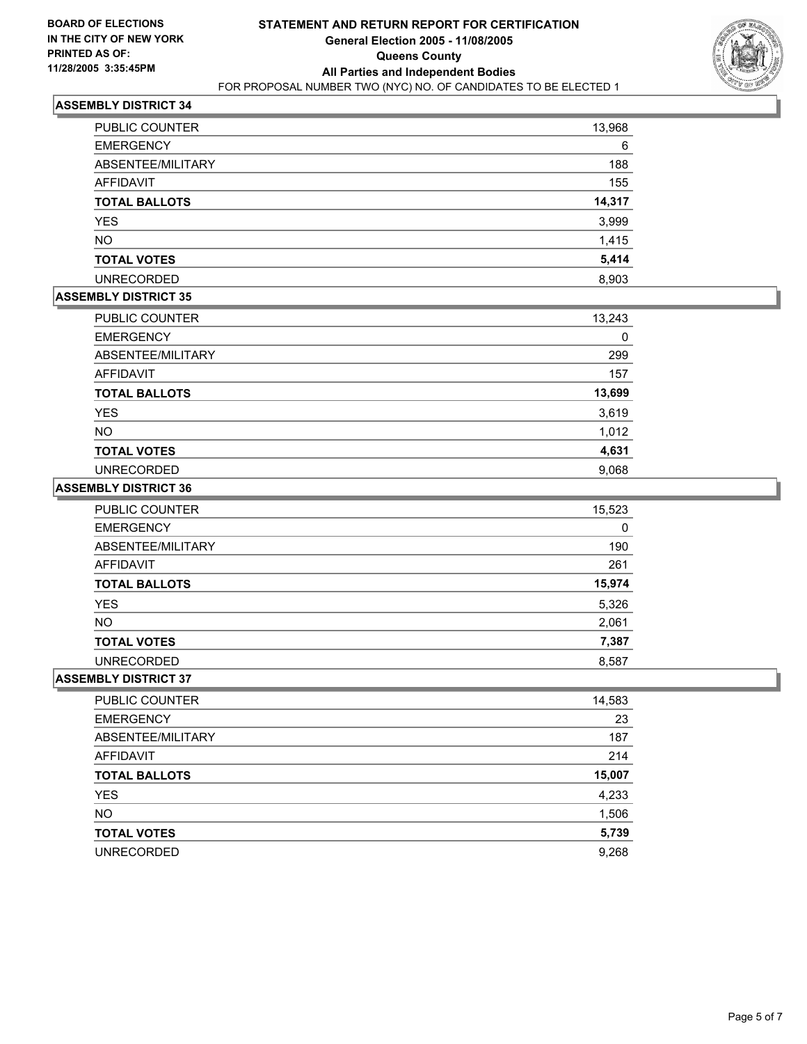**BOARD OF ELECTIONS IN THE CITY OF NEW YORK PRINTED AS OF: 11/28/2005 3:35:45PM**

# STATEMENT AND RETURN REPORT FOR CERTIFICATION
## General Election 2005 - 11/08/2005
## Queens County
## All Parties and Independent Bodies
FOR PROPOSAL NUMBER TWO (NYC) NO. OF CANDIDATES TO BE ELECTED 1

### ASSEMBLY DISTRICT 34

| | |
|---|---|
| PUBLIC COUNTER | 13,968 |
| EMERGENCY | 6 |
| ABSENTEE/MILITARY | 188 |
| AFFIDAVIT | 155 |
| **TOTAL BALLOTS** | **14,317** |
| YES | 3,999 |
| NO | 1,415 |
| **TOTAL VOTES** | **5,414** |
| UNRECORDED | 8,903 |

### ASSEMBLY DISTRICT 35

| | |
|---|---|
| PUBLIC COUNTER | 13,243 |
| EMERGENCY | 0 |
| ABSENTEE/MILITARY | 299 |
| AFFIDAVIT | 157 |
| **TOTAL BALLOTS** | **13,699** |
| YES | 3,619 |
| NO | 1,012 |
| **TOTAL VOTES** | **4,631** |
| UNRECORDED | 9,068 |

### ASSEMBLY DISTRICT 36

| | |
|---|---|
| PUBLIC COUNTER | 15,523 |
| EMERGENCY | 0 |
| ABSENTEE/MILITARY | 190 |
| AFFIDAVIT | 261 |
| **TOTAL BALLOTS** | **15,974** |
| YES | 5,326 |
| NO | 2,061 |
| **TOTAL VOTES** | **7,387** |
| UNRECORDED | 8,587 |

### ASSEMBLY DISTRICT 37

| | |
|---|---|
| PUBLIC COUNTER | 14,583 |
| EMERGENCY | 23 |
| ABSENTEE/MILITARY | 187 |
| AFFIDAVIT | 214 |
| **TOTAL BALLOTS** | **15,007** |
| YES | 4,233 |
| NO | 1,506 |
| **TOTAL VOTES** | **5,739** |
| UNRECORDED | 9,268 |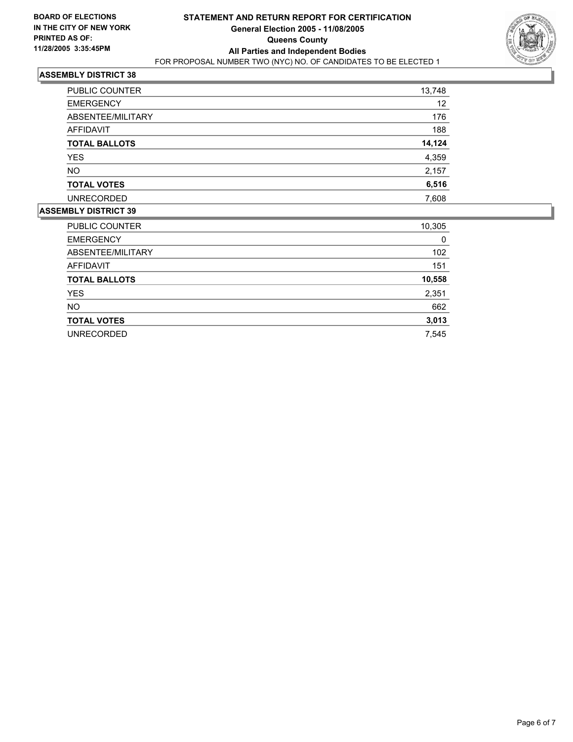**BOARD OF ELECTIONS IN THE CITY OF NEW YORK PRINTED AS OF: 11/28/2005 3:35:45PM**

# STATEMENT AND RETURN REPORT FOR CERTIFICATION
## General Election 2005 - 11/08/2005
## Queens County
## All Parties and Independent Bodies

FOR PROPOSAL NUMBER TWO (NYC) NO. OF CANDIDATES TO BE ELECTED 1

### ASSEMBLY DISTRICT 38

| | |
|---|---|
| PUBLIC COUNTER | 13,748 |
| EMERGENCY | 12 |
| ABSENTEE/MILITARY | 176 |
| AFFIDAVIT | 188 |
| **TOTAL BALLOTS** | **14,124** |
| YES | 4,359 |
| NO | 2,157 |
| **TOTAL VOTES** | **6,516** |
| UNRECORDED | 7,608 |

### ASSEMBLY DISTRICT 39

| | |
|---|---|
| PUBLIC COUNTER | 10,305 |
| EMERGENCY | 0 |
| ABSENTEE/MILITARY | 102 |
| AFFIDAVIT | 151 |
| **TOTAL BALLOTS** | **10,558** |
| YES | 2,351 |
| NO | 662 |
| **TOTAL VOTES** | **3,013** |
| UNRECORDED | 7,545 |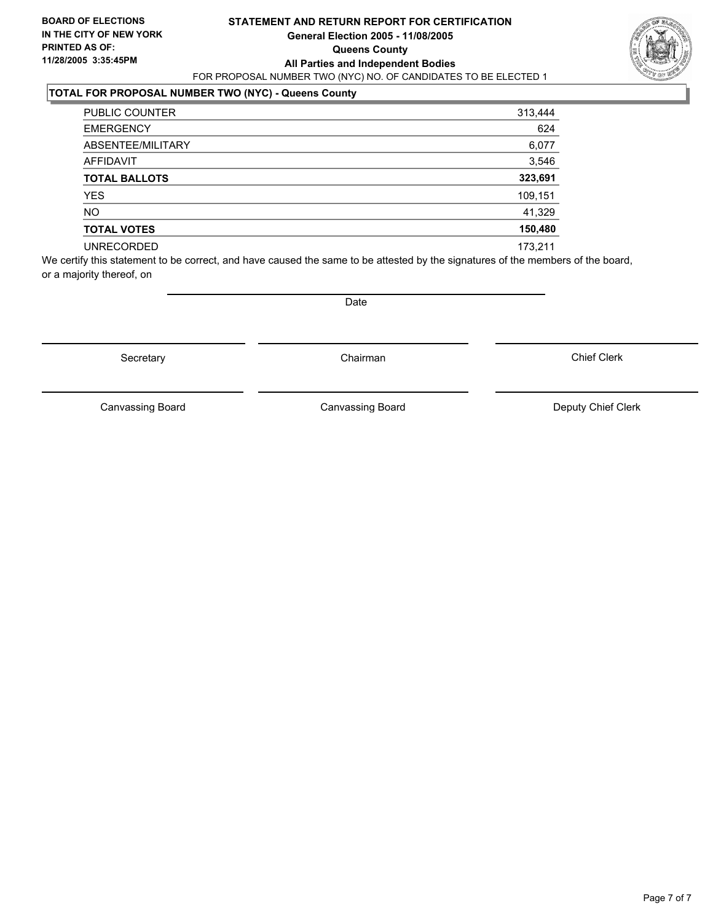**BOARD OF ELECTIONS IN THE CITY OF NEW YORK**
**PRINTED AS OF: 11/28/2005 3:35:45PM**

**STATEMENT AND RETURN REPORT FOR CERTIFICATION**
**General Election 2005 - 11/08/2005**
**Queens County**
**All Parties and Independent Bodies**
FOR PROPOSAL NUMBER TWO (NYC) NO. OF CANDIDATES TO BE ELECTED 1

**TOTAL FOR PROPOSAL NUMBER TWO (NYC) - Queens County**

| | |
|---|---|
| PUBLIC COUNTER | 313,444 |
| EMERGENCY | 624 |
| ABSENTEE/MILITARY | 6,077 |
| AFFIDAVIT | 3,546 |
| **TOTAL BALLOTS** | **323,691** |
| YES | 109,151 |
| NO | 41,329 |
| **TOTAL VOTES** | **150,480** |
| UNRECORDED | 173,211 |

We certify this statement to be correct, and have caused the same to be attested by the signatures of the members of the board, or a majority thereof, on

Date

Secretary | Chairman | Chief Clerk

Canvassing Board | Canvassing Board | Deputy Chief Clerk